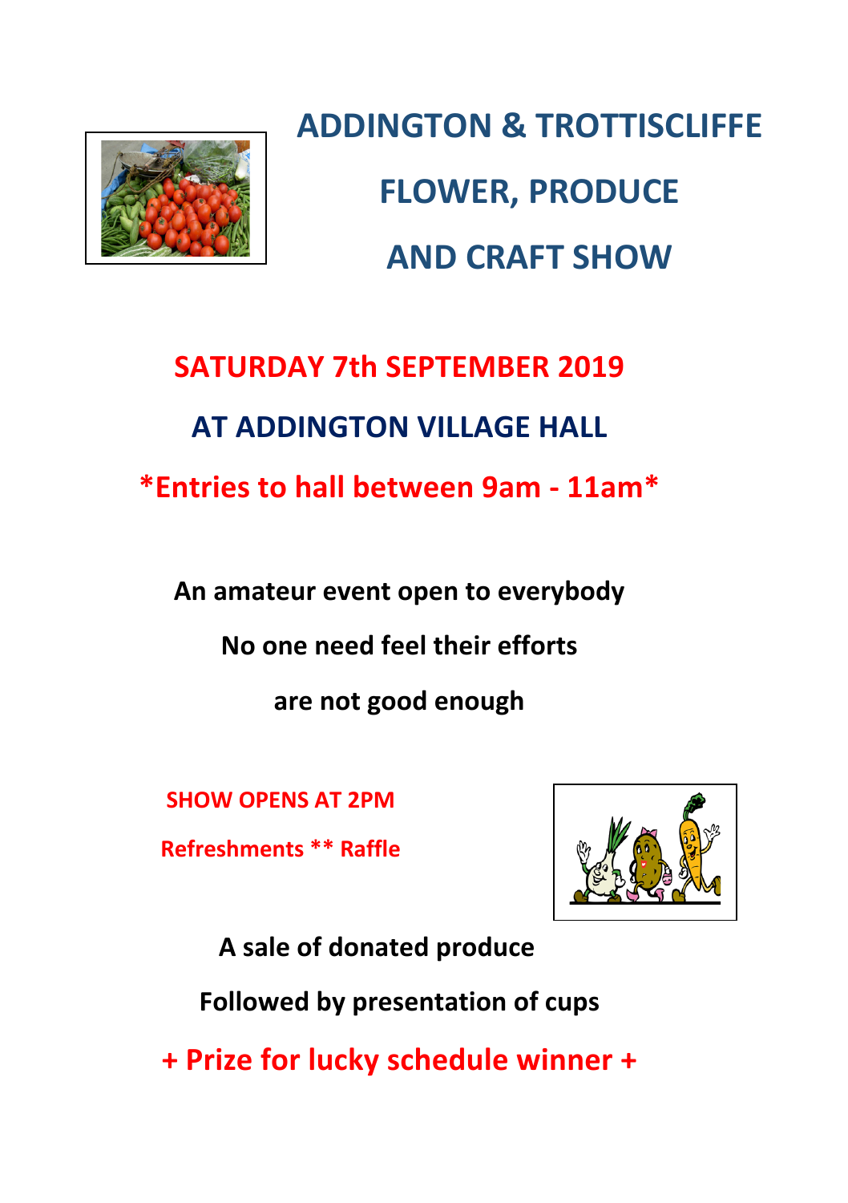# ADDINGTON & TROTTISCLIFFE

# FLOWER, PRODUCE

# AND CRAFT SHOW

## SATURDAY 7th SEPTEMBER 2019

## AT ADDINGTON VILLAGE HALL

## *Entries to hall between 9am - 11am*

**An amateur event open to everybody**

**No one need feel their efforts**

**are not good enough**

**SHOW OPENS AT 2PM**

**Refreshments ** Raffle**

**A sale of donated produce**

**Followed by presentation of cups**

**+ Prize for lucky schedule winner +**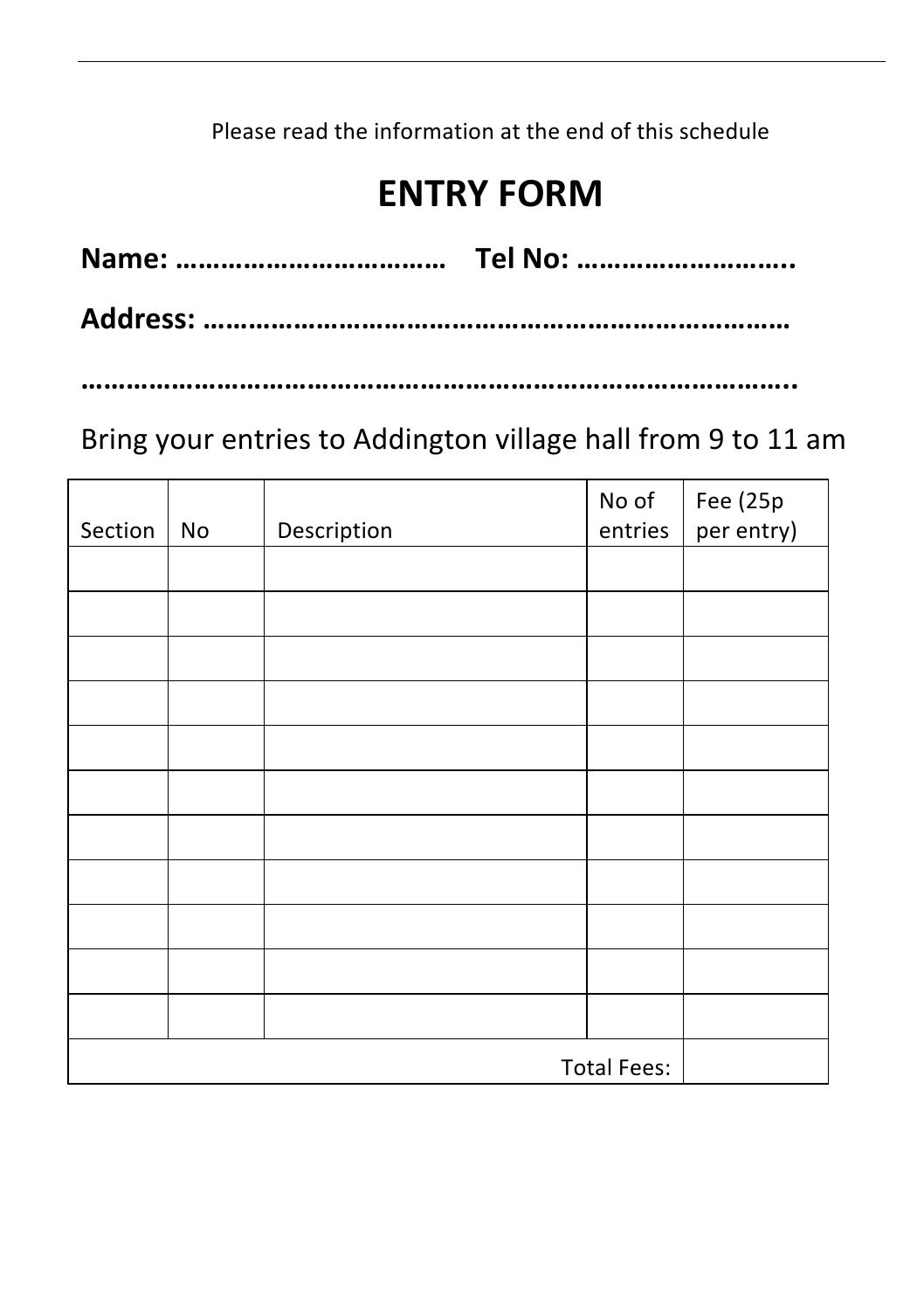Please read the information at the end of this schedule

# ENTRY FORM

**Name: ……………………………… Tel No: ………………………..**

**Address: ………………………………………………………………**

**……………………………………………………………………………..**

Bring your entries to Addington village hall from 9 to 11 am

| Section | No | Description | No of entries | Fee (25p per entry) |
|---|---|---|---|---|
| | | | | |
| | | | | |
| | | | | |
| | | | | |
| | | | | |
| | | | | |
| | | | | |
| | | | | |
| | | | | |
| | | | | |
| | | | | |
| | | | Total Fees: | |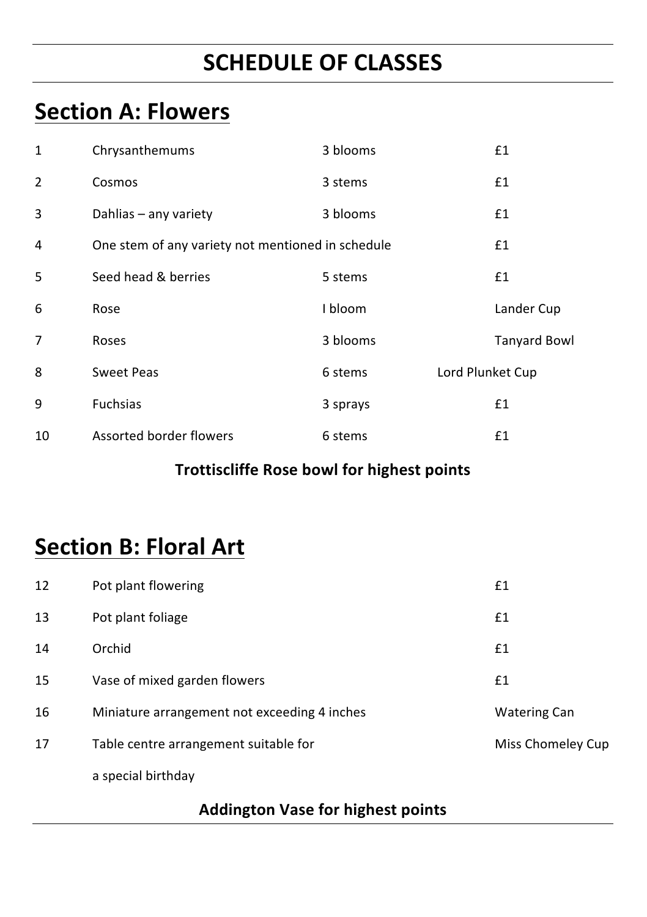# SCHEDULE OF CLASSES

## Section A: Flowers

| | | | |
|---|---|---|---|
| 1 | Chrysanthemums | 3 blooms | £1 |
| 2 | Cosmos | 3 stems | £1 |
| 3 | Dahlias – any variety | 3 blooms | £1 |
| 4 | One stem of any variety not mentioned in schedule | | £1 |
| 5 | Seed head & berries | 5 stems | £1 |
| 6 | Rose | I bloom | Lander Cup |
| 7 | Roses | 3 blooms | Tanyard Bowl |
| 8 | Sweet Peas | 6 stems | Lord Plunket Cup |
| 9 | Fuchsias | 3 sprays | £1 |
| 10 | Assorted border flowers | 6 stems | £1 |

**Trottiscliffe Rose bowl for highest points**

## Section B: Floral Art

| | | |
|---|---|---|
| 12 | Pot plant flowering | £1 |
| 13 | Pot plant foliage | £1 |
| 14 | Orchid | £1 |
| 15 | Vase of mixed garden flowers | £1 |
| 16 | Miniature arrangement not exceeding 4 inches | Watering Can |
| 17 | Table centre arrangement suitable for a special birthday | Miss Chomeley Cup |

**Addington Vase for highest points**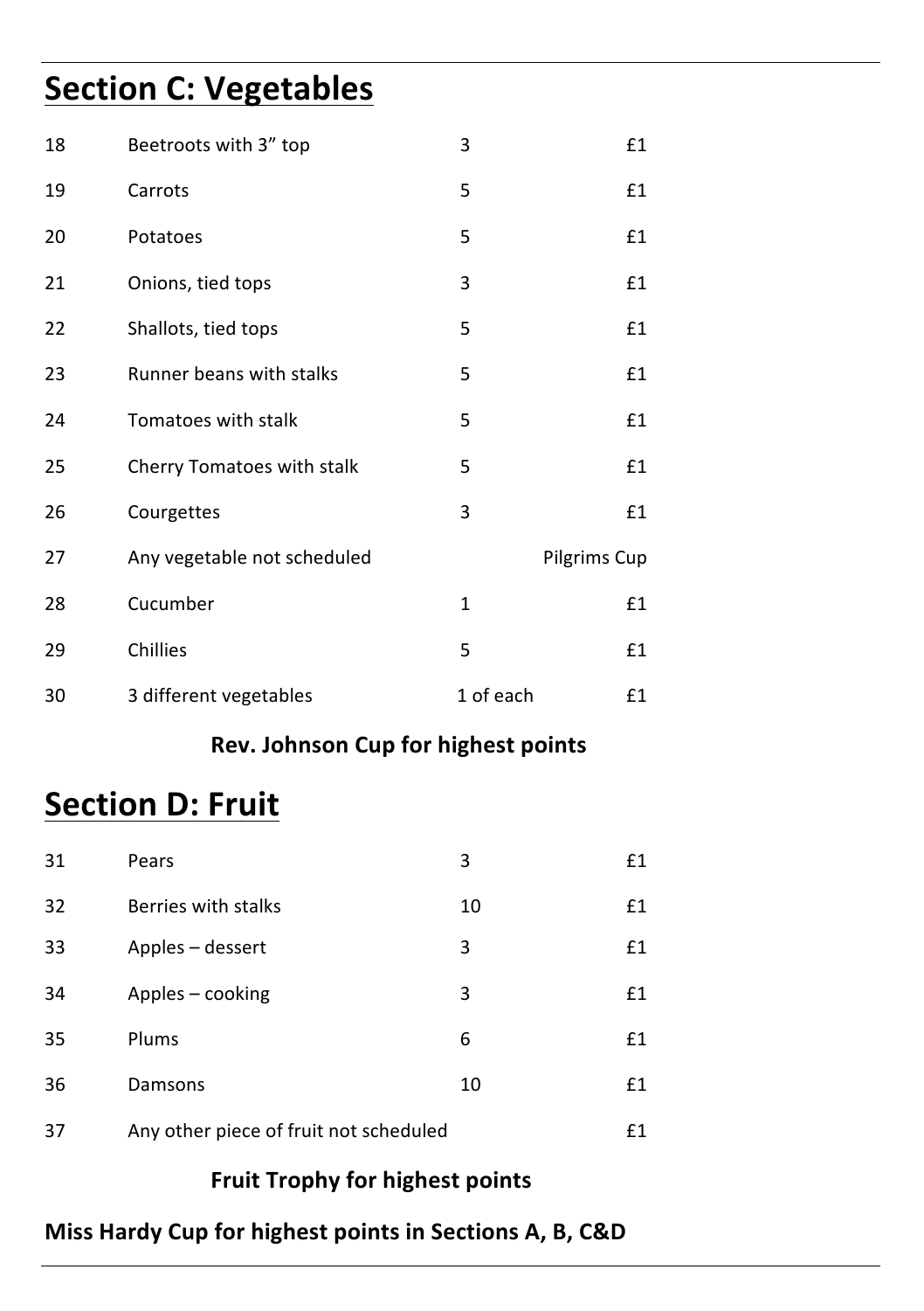## Section C: Vegetables

| | | | |
|---|---|---|---|
| 18 | Beetroots with 3” top | 3 | £1 |
| 19 | Carrots | 5 | £1 |
| 20 | Potatoes | 5 | £1 |
| 21 | Onions, tied tops | 3 | £1 |
| 22 | Shallots, tied tops | 5 | £1 |
| 23 | Runner beans with stalks | 5 | £1 |
| 24 | Tomatoes with stalk | 5 | £1 |
| 25 | Cherry Tomatoes with stalk | 5 | £1 |
| 26 | Courgettes | 3 | £1 |
| 27 | Any vegetable not scheduled | | Pilgrims Cup |
| 28 | Cucumber | 1 | £1 |
| 29 | Chillies | 5 | £1 |
| 30 | 3 different vegetables | 1 of each | £1 |

**Rev. Johnson Cup for highest points**

## Section D: Fruit

| | | | |
|---|---|---|---|
| 31 | Pears | 3 | £1 |
| 32 | Berries with stalks | 10 | £1 |
| 33 | Apples – dessert | 3 | £1 |
| 34 | Apples – cooking | 3 | £1 |
| 35 | Plums | 6 | £1 |
| 36 | Damsons | 10 | £1 |
| 37 | Any other piece of fruit not scheduled | | £1 |

**Fruit Trophy for highest points**

**Miss Hardy Cup for highest points in Sections A, B, C&D**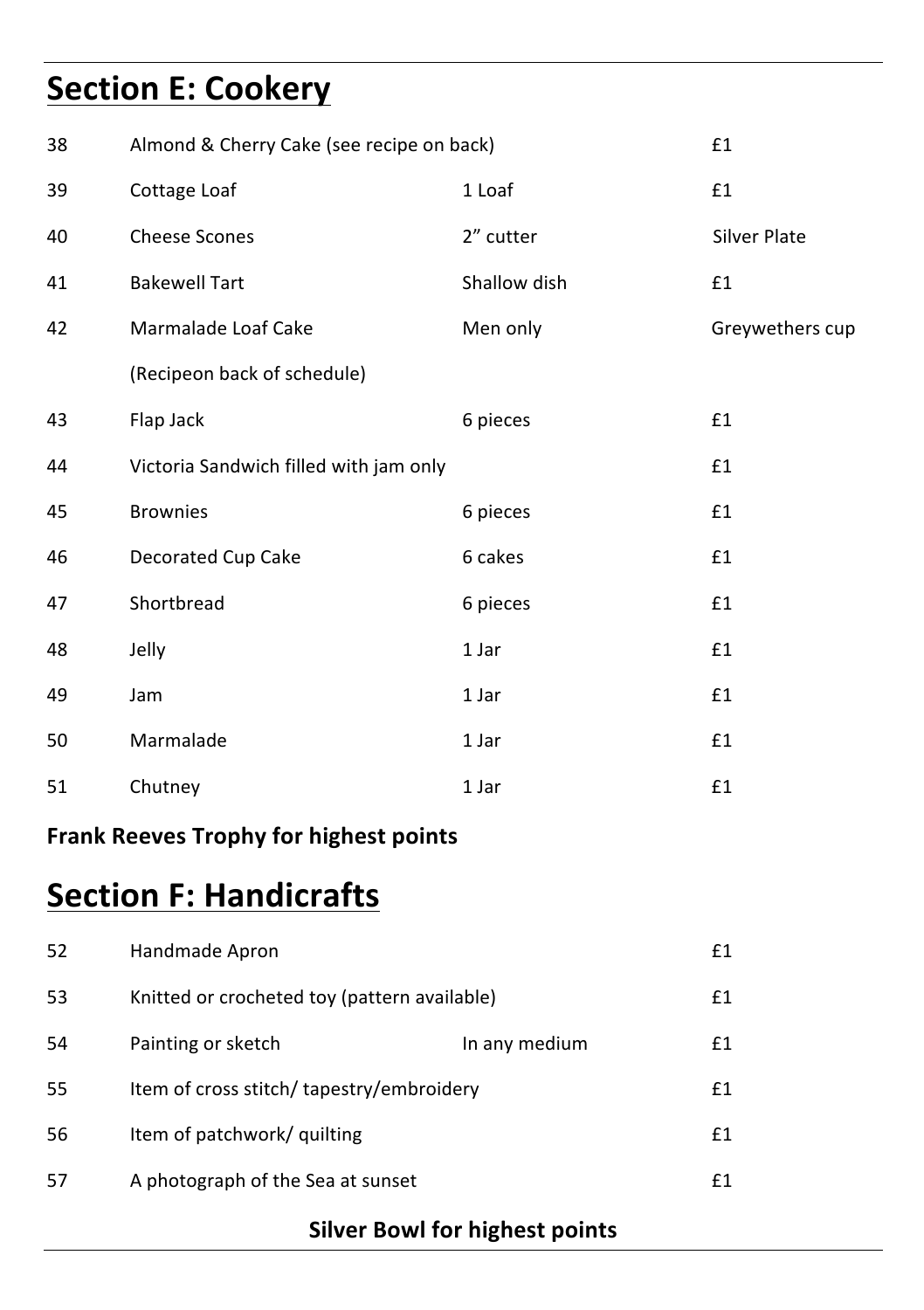## Section E: Cookery

| | | | |
|---|---|---|---|
| 38 | Almond & Cherry Cake (see recipe on back) | | £1 |
| 39 | Cottage Loaf | 1 Loaf | £1 |
| 40 | Cheese Scones | 2" cutter | Silver Plate |
| 41 | Bakewell Tart | Shallow dish | £1 |
| 42 | Marmalade Loaf Cake | Men only | Greywethers cup |
| | (Recipeon back of schedule) | | |
| 43 | Flap Jack | 6 pieces | £1 |
| 44 | Victoria Sandwich filled with jam only | | £1 |
| 45 | Brownies | 6 pieces | £1 |
| 46 | Decorated Cup Cake | 6 cakes | £1 |
| 47 | Shortbread | 6 pieces | £1 |
| 48 | Jelly | 1 Jar | £1 |
| 49 | Jam | 1 Jar | £1 |
| 50 | Marmalade | 1 Jar | £1 |
| 51 | Chutney | 1 Jar | £1 |

**Frank Reeves Trophy for highest points**

## Section F: Handicrafts

| | | | |
|---|---|---|---|
| 52 | Handmade Apron | | £1 |
| 53 | Knitted or crocheted toy (pattern available) | | £1 |
| 54 | Painting or sketch | In any medium | £1 |
| 55 | Item of cross stitch/ tapestry/embroidery | | £1 |
| 56 | Item of patchwork/ quilting | | £1 |
| 57 | A photograph of the Sea at sunset | | £1 |

**Silver Bowl for highest points**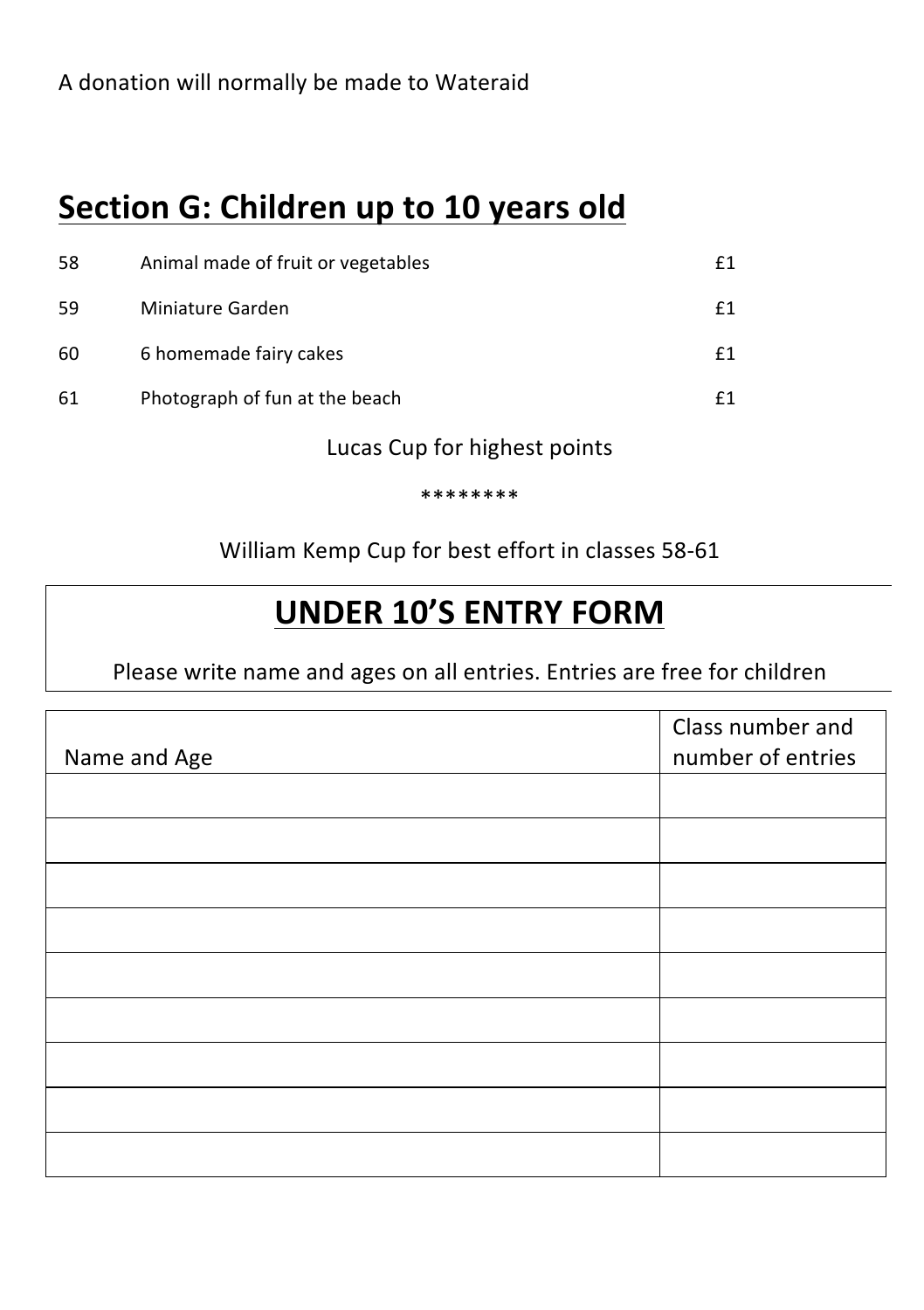A donation will normally be made to Wateraid

## Section G: Children up to 10 years old

| | | |
|---|---|---|
| 58 | Animal made of fruit or vegetables | £1 |
| 59 | Miniature Garden | £1 |
| 60 | 6 homemade fairy cakes | £1 |
| 61 | Photograph of fun at the beach | £1 |

Lucas Cup for highest points

********

William Kemp Cup for best effort in classes 58-61

## UNDER 10'S ENTRY FORM

Please write name and ages on all entries. Entries are free for children

| Name and Age | Class number and number of entries |
|---|---|
| | |
| | |
| | |
| | |
| | |
| | |
| | |
| | |
| | |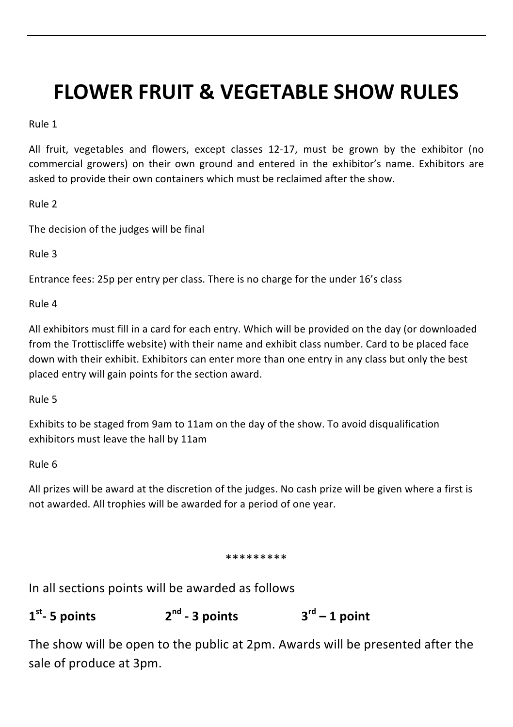# FLOWER FRUIT & VEGETABLE SHOW RULES

Rule 1

All fruit, vegetables and flowers, except classes 12-17, must be grown by the exhibitor (no commercial growers) on their own ground and entered in the exhibitor's name. Exhibitors are asked to provide their own containers which must be reclaimed after the show.

Rule 2

The decision of the judges will be final

Rule 3

Entrance fees: 25p per entry per class. There is no charge for the under 16's class

Rule 4

All exhibitors must fill in a card for each entry. Which will be provided on the day (or downloaded from the Trottiscliffe website) with their name and exhibit class number. Card to be placed face down with their exhibit. Exhibitors can enter more than one entry in any class but only the best placed entry will gain points for the section award.

Rule 5

Exhibits to be staged from 9am to 11am on the day of the show. To avoid disqualification exhibitors must leave the hall by 11am

Rule 6

All prizes will be award at the discretion of the judges. No cash prize will be given where a first is not awarded. All trophies will be awarded for a period of one year.

*********

In all sections points will be awarded as follows

**1st - 5 points** **2nd - 3 points** **3rd – 1 point**

The show will be open to the public at 2pm. Awards will be presented after the sale of produce at 3pm.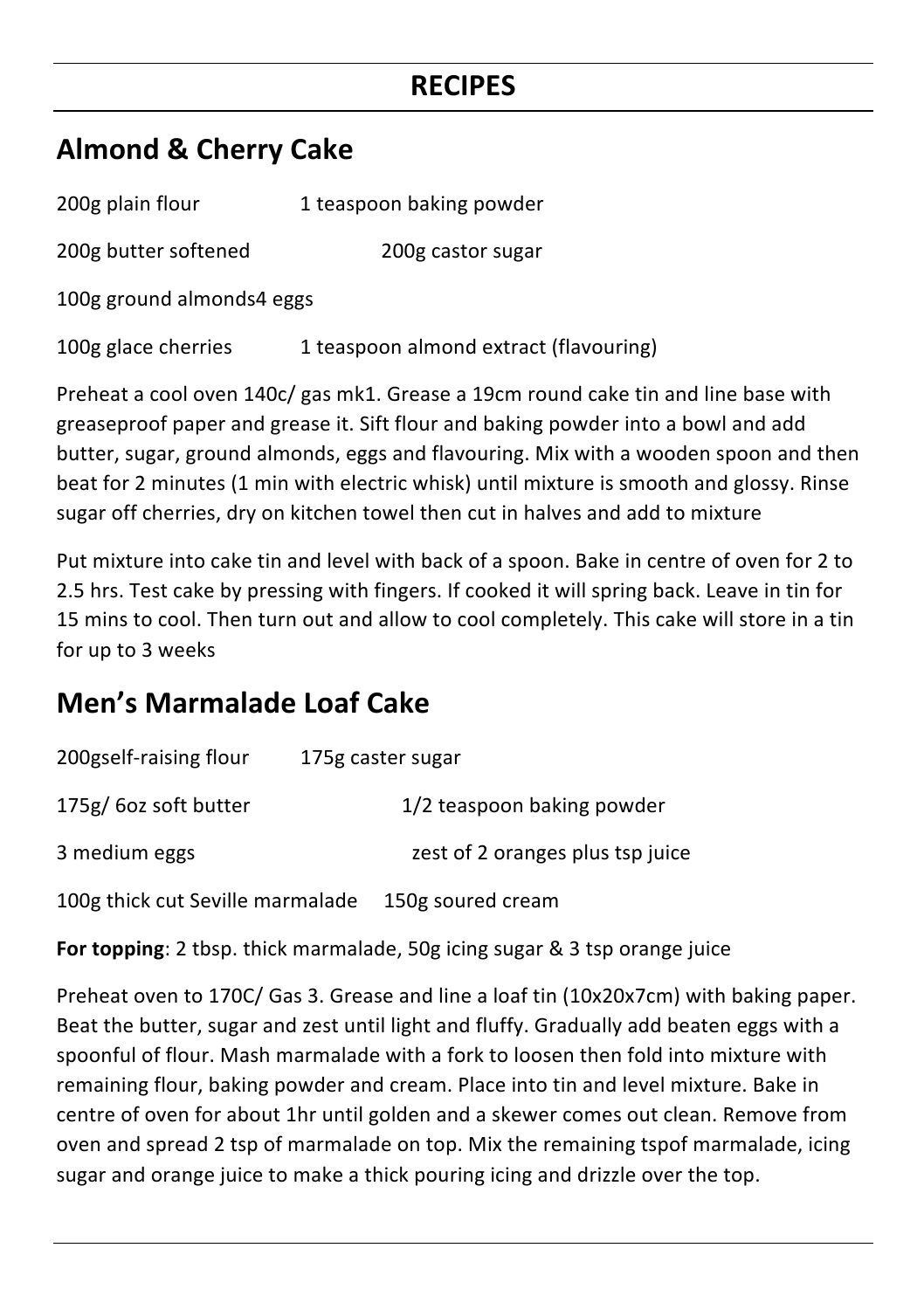# RECIPES

## Almond & Cherry Cake

200g plain flour  1 teaspoon baking powder

200g butter softened  200g castor sugar

100g ground almonds4 eggs

100g glace cherries  1 teaspoon almond extract (flavouring)

Preheat a cool oven 140c/ gas mk1. Grease a 19cm round cake tin and line base with greaseproof paper and grease it. Sift flour and baking powder into a bowl and add butter, sugar, ground almonds, eggs and flavouring. Mix with a wooden spoon and then beat for 2 minutes (1 min with electric whisk) until mixture is smooth and glossy. Rinse sugar off cherries, dry on kitchen towel then cut in halves and add to mixture

Put mixture into cake tin and level with back of a spoon. Bake in centre of oven for 2 to 2.5 hrs. Test cake by pressing with fingers. If cooked it will spring back. Leave in tin for 15 mins to cool. Then turn out and allow to cool completely. This cake will store in a tin for up to 3 weeks

## Men's Marmalade Loaf Cake

200gself-raising flour  175g caster sugar

175g/ 6oz soft butter  1/2 teaspoon baking powder

3 medium eggs  zest of 2 oranges plus tsp juice

100g thick cut Seville marmalade  150g soured cream

**For topping**: 2 tbsp. thick marmalade, 50g icing sugar & 3 tsp orange juice

Preheat oven to 170C/ Gas 3. Grease and line a loaf tin (10x20x7cm) with baking paper. Beat the butter, sugar and zest until light and fluffy. Gradually add beaten eggs with a spoonful of flour. Mash marmalade with a fork to loosen then fold into mixture with remaining flour, baking powder and cream. Place into tin and level mixture. Bake in centre of oven for about 1hr until golden and a skewer comes out clean. Remove from oven and spread 2 tsp of marmalade on top. Mix the remaining tspof marmalade, icing sugar and orange juice to make a thick pouring icing and drizzle over the top.